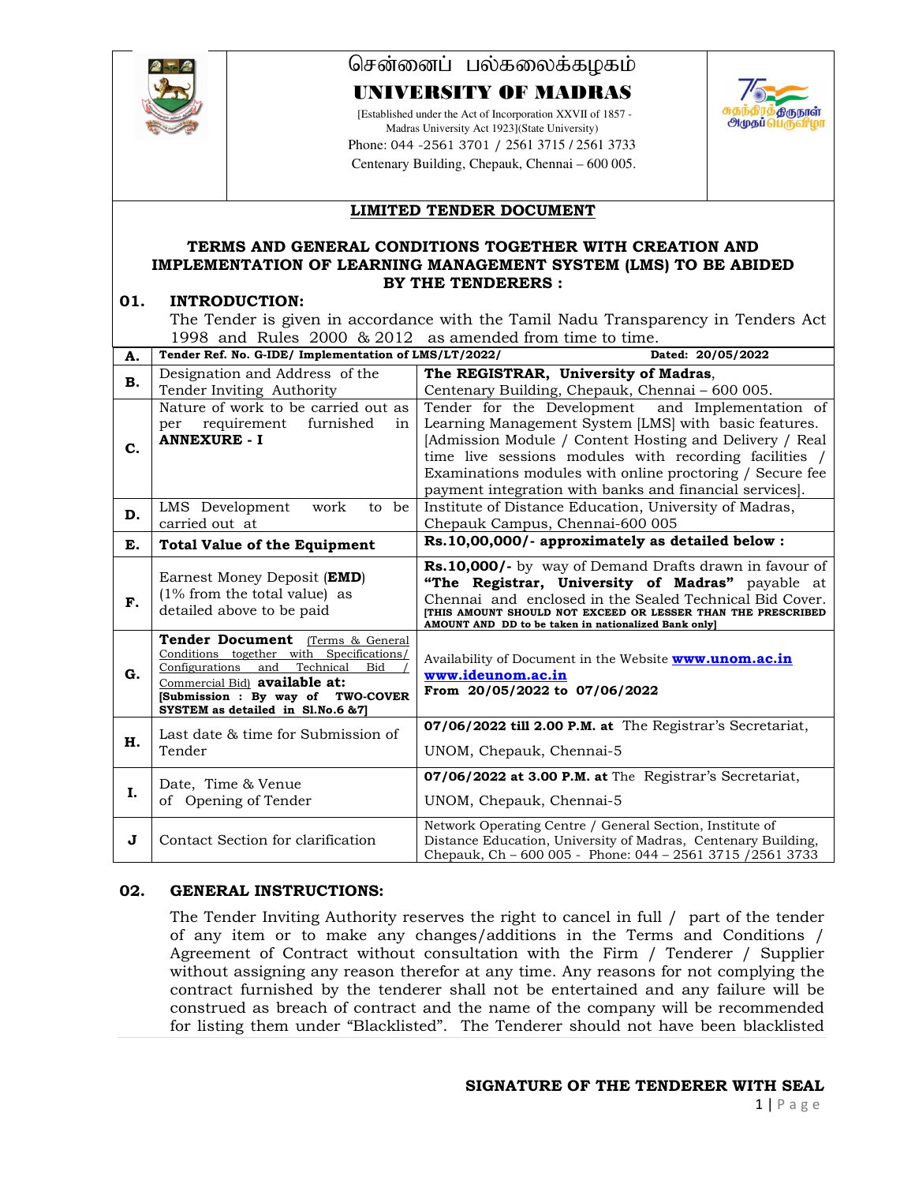# சென்னைப் பல்கலைக்கழகம்

# UNIVERSITY OF MADRAS

[Established under the Act of Incorporation XXVII of 1857 - Madras University Act 1923](State University)

Phone: 044 -2561 3701 / 2561 3715 / 2561 3733

Centenary Building, Chepauk, Chennai – 600 005.

## LIMITED TENDER DOCUMENT

### TERMS AND GENERAL CONDITIONS TOGETHER WITH CREATION AND IMPLEMENTATION OF LEARNING MANAGEMENT SYSTEM (LMS) TO BE ABIDED BY THE TENDERERS :

**01. INTRODUCTION:**

The Tender is given in accordance with the Tamil Nadu Transparency in Tenders Act 1998 and Rules 2000 & 2012 as amended from time to time.

| | | |
|---|---|---|
| **A.** | **Tender Ref. No. G-IDE/ Implementation of LMS/LT/2022/** | **Dated: 20/05/2022** |
| **B.** | Designation and Address of the Tender Inviting Authority | **The REGISTRAR, University of Madras**, Centenary Building, Chepauk, Chennai – 600 005. |
| **C.** | Nature of work to be carried out as per requirement furnished in **ANNEXURE - I** | Tender for the Development and Implementation of Learning Management System [LMS] with basic features. [Admission Module / Content Hosting and Delivery / Real time live sessions modules with recording facilities / Examinations modules with online proctoring / Secure fee payment integration with banks and financial services]. |
| **D.** | LMS Development work to be carried out at | Institute of Distance Education, University of Madras, Chepauk Campus, Chennai-600 005 |
| **E.** | **Total Value of the Equipment** | **Rs.10,00,000/- approximately as detailed below :** |
| **F.** | Earnest Money Deposit (**EMD**) (1% from the total value) as detailed above to be paid | **Rs.10,000/-** by way of Demand Drafts drawn in favour of **"The Registrar, University of Madras"** payable at Chennai and enclosed in the Sealed Technical Bid Cover. **[THIS AMOUNT SHOULD NOT EXCEED OR LESSER THAN THE PRESCRIBED AMOUNT AND DD to be taken in nationalized Bank only]** |
| **G.** | **Tender Document** (Terms & General Conditions together with Specifications/ Configurations and Technical Bid / Commercial Bid) **available at:** **[Submission : By way of TWO-COVER SYSTEM as detailed in Sl.No.6 &7]** | Availability of Document in the Website **www.unom.ac.in** **www.ideunom.ac.in** **From 20/05/2022 to 07/06/2022** |
| **H.** | Last date & time for Submission of Tender | **07/06/2022 till 2.00 P.M. at** The Registrar's Secretariat, UNOM, Chepauk, Chennai-5 |
| **I.** | Date, Time & Venue of Opening of Tender | **07/06/2022 at 3.00 P.M. at** The Registrar's Secretariat, UNOM, Chepauk, Chennai-5 |
| **J** | Contact Section for clarification | Network Operating Centre / General Section, Institute of Distance Education, University of Madras, Centenary Building, Chepauk, Ch – 600 005 - Phone: 044 – 2561 3715 /2561 3733 |

**02. GENERAL INSTRUCTIONS:**

The Tender Inviting Authority reserves the right to cancel in full / part of the tender of any item or to make any changes/additions in the Terms and Conditions / Agreement of Contract without consultation with the Firm / Tenderer / Supplier without assigning any reason therefor at any time. Any reasons for not complying the contract furnished by the tenderer shall not be entertained and any failure will be construed as breach of contract and the name of the company will be recommended for listing them under "Blacklisted". The Tenderer should not have been blacklisted

**SIGNATURE OF THE TENDERER WITH SEAL**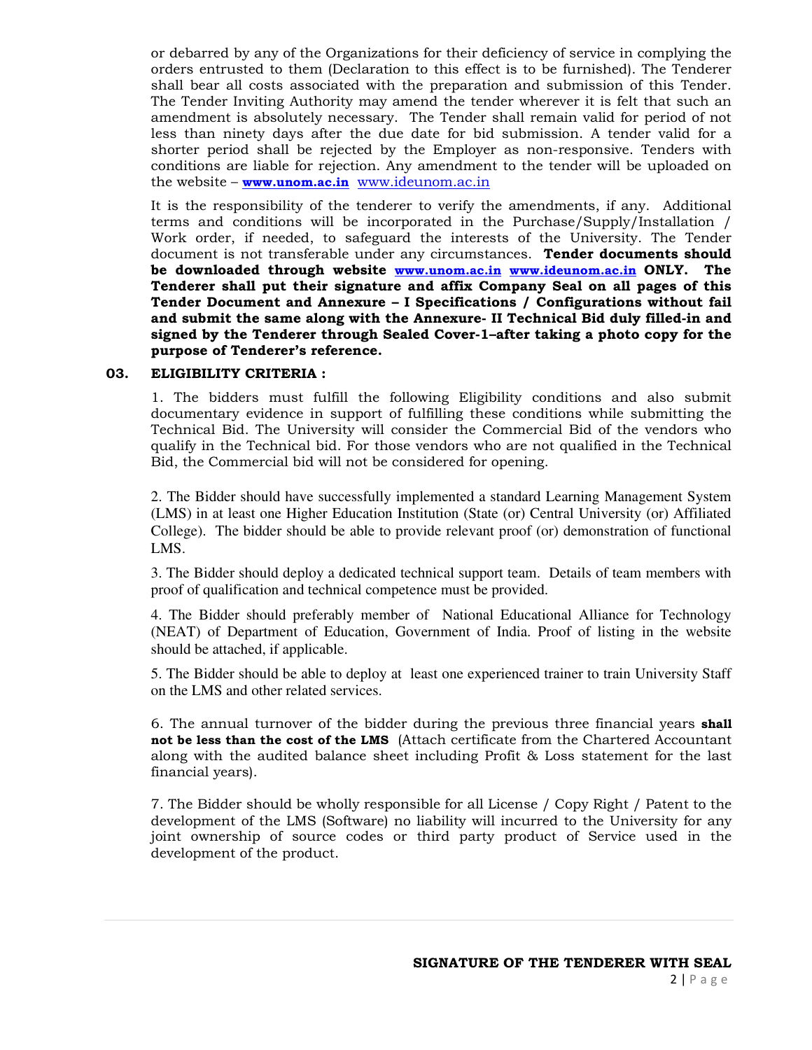or debarred by any of the Organizations for their deficiency of service in complying the orders entrusted to them (Declaration to this effect is to be furnished). The Tenderer shall bear all costs associated with the preparation and submission of this Tender. The Tender Inviting Authority may amend the tender wherever it is felt that such an amendment is absolutely necessary. The Tender shall remain valid for period of not less than ninety days after the due date for bid submission. A tender valid for a shorter period shall be rejected by the Employer as non-responsive. Tenders with conditions are liable for rejection. Any amendment to the tender will be uploaded on the website – **www.unom.ac.in** www.ideunom.ac.in

It is the responsibility of the tenderer to verify the amendments, if any. Additional terms and conditions will be incorporated in the Purchase/Supply/Installation / Work order, if needed, to safeguard the interests of the University. The Tender document is not transferable under any circumstances. **Tender documents should be downloaded through website www.unom.ac.in www.ideunom.ac.in ONLY. The Tenderer shall put their signature and affix Company Seal on all pages of this Tender Document and Annexure – I Specifications / Configurations without fail and submit the same along with the Annexure- II Technical Bid duly filled-in and signed by the Tenderer through Sealed Cover-1–after taking a photo copy for the purpose of Tenderer's reference.**

### 03. ELIGIBILITY CRITERIA :

1. The bidders must fulfill the following Eligibility conditions and also submit documentary evidence in support of fulfilling these conditions while submitting the Technical Bid. The University will consider the Commercial Bid of the vendors who qualify in the Technical bid. For those vendors who are not qualified in the Technical Bid, the Commercial bid will not be considered for opening.

2. The Bidder should have successfully implemented a standard Learning Management System (LMS) in at least one Higher Education Institution (State (or) Central University (or) Affiliated College). The bidder should be able to provide relevant proof (or) demonstration of functional LMS.

3. The Bidder should deploy a dedicated technical support team. Details of team members with proof of qualification and technical competence must be provided.

4. The Bidder should preferably member of National Educational Alliance for Technology (NEAT) of Department of Education, Government of India. Proof of listing in the website should be attached, if applicable.

5. The Bidder should be able to deploy at least one experienced trainer to train University Staff on the LMS and other related services.

6. The annual turnover of the bidder during the previous three financial years **shall not be less than the cost of the LMS** (Attach certificate from the Chartered Accountant along with the audited balance sheet including Profit & Loss statement for the last financial years).

7. The Bidder should be wholly responsible for all License / Copy Right / Patent to the development of the LMS (Software) no liability will incurred to the University for any joint ownership of source codes or third party product of Service used in the development of the product.

**SIGNATURE OF THE TENDERER WITH SEAL**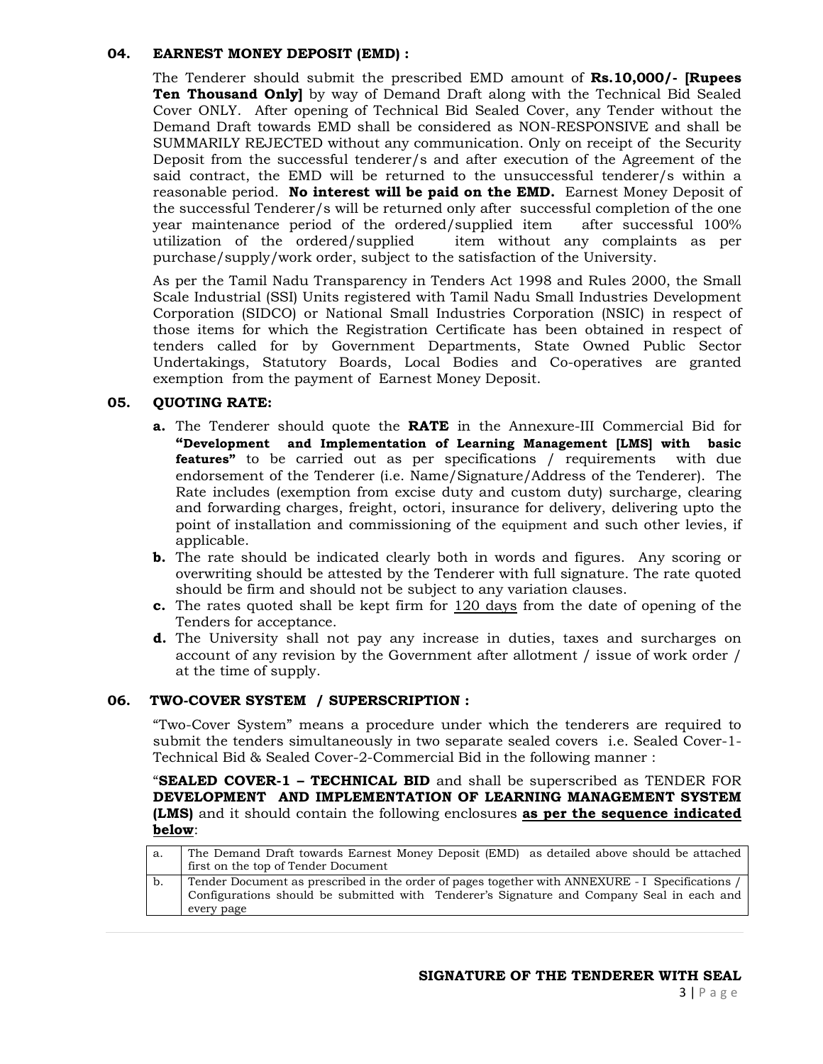### 04. EARNEST MONEY DEPOSIT (EMD) :

The Tenderer should submit the prescribed EMD amount of **Rs.10,000/- [Rupees Ten Thousand Only]** by way of Demand Draft along with the Technical Bid Sealed Cover ONLY. After opening of Technical Bid Sealed Cover, any Tender without the Demand Draft towards EMD shall be considered as NON-RESPONSIVE and shall be SUMMARILY REJECTED without any communication. Only on receipt of the Security Deposit from the successful tenderer/s and after execution of the Agreement of the said contract, the EMD will be returned to the unsuccessful tenderer/s within a reasonable period. **No interest will be paid on the EMD.** Earnest Money Deposit of the successful Tenderer/s will be returned only after successful completion of the one year maintenance period of the ordered/supplied item after successful 100% utilization of the ordered/supplied item without any complaints as per purchase/supply/work order, subject to the satisfaction of the University.

As per the Tamil Nadu Transparency in Tenders Act 1998 and Rules 2000, the Small Scale Industrial (SSI) Units registered with Tamil Nadu Small Industries Development Corporation (SIDCO) or National Small Industries Corporation (NSIC) in respect of those items for which the Registration Certificate has been obtained in respect of tenders called for by Government Departments, State Owned Public Sector Undertakings, Statutory Boards, Local Bodies and Co-operatives are granted exemption from the payment of Earnest Money Deposit.

### 05. QUOTING RATE:

**a.** The Tenderer should quote the **RATE** in the Annexure-III Commercial Bid for **"Development and Implementation of Learning Management [LMS] with basic features"** to be carried out as per specifications / requirements with due endorsement of the Tenderer (i.e. Name/Signature/Address of the Tenderer). The Rate includes (exemption from excise duty and custom duty) surcharge, clearing and forwarding charges, freight, octori, insurance for delivery, delivering upto the point of installation and commissioning of the equipment and such other levies, if applicable.

**b.** The rate should be indicated clearly both in words and figures. Any scoring or overwriting should be attested by the Tenderer with full signature. The rate quoted should be firm and should not be subject to any variation clauses.

**c.** The rates quoted shall be kept firm for <u>120 days</u> from the date of opening of the Tenders for acceptance.

**d.** The University shall not pay any increase in duties, taxes and surcharges on account of any revision by the Government after allotment / issue of work order / at the time of supply.

### 06. TWO-COVER SYSTEM / SUPERSCRIPTION :

"Two-Cover System" means a procedure under which the tenderers are required to submit the tenders simultaneously in two separate sealed covers i.e. Sealed Cover-1-Technical Bid & Sealed Cover-2-Commercial Bid in the following manner :

"**SEALED COVER-1 – TECHNICAL BID** and shall be superscribed as TENDER FOR **DEVELOPMENT AND IMPLEMENTATION OF LEARNING MANAGEMENT SYSTEM (LMS)** and it should contain the following enclosures **<u>as per the sequence indicated below</u>**:

| | |
|---|---|
| a. | The Demand Draft towards Earnest Money Deposit (EMD) as detailed above should be attached first on the top of Tender Document |
| b. | Tender Document as prescribed in the order of pages together with ANNEXURE - I Specifications / Configurations should be submitted with Tenderer's Signature and Company Seal in each and every page |

**SIGNATURE OF THE TENDERER WITH SEAL**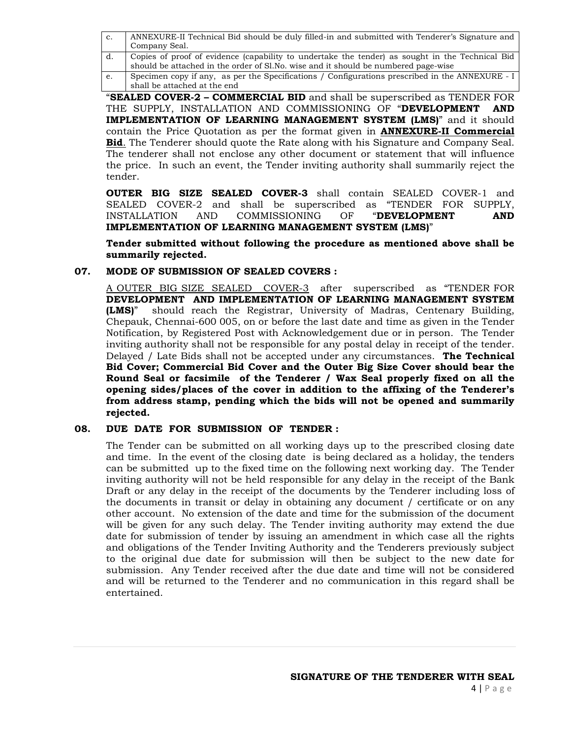| | |
|---|---|
| c. | ANNEXURE-II Technical Bid should be duly filled-in and submitted with Tenderer's Signature and Company Seal. |
| d. | Copies of proof of evidence (capability to undertake the tender) as sought in the Technical Bid should be attached in the order of Sl.No. wise and it should be numbered page-wise |
| e. | Specimen copy if any, as per the Specifications / Configurations prescribed in the ANNEXURE - I shall be attached at the end |

"**SEALED COVER-2 – COMMERCIAL BID** and shall be superscribed as TENDER FOR THE SUPPLY, INSTALLATION AND COMMISSIONING OF "**DEVELOPMENT AND IMPLEMENTATION OF LEARNING MANAGEMENT SYSTEM (LMS)**" and it should contain the Price Quotation as per the format given in **ANNEXURE-II Commercial Bid**. The Tenderer should quote the Rate along with his Signature and Company Seal. The tenderer shall not enclose any other document or statement that will influence the price. In such an event, the Tender inviting authority shall summarily reject the tender.

**OUTER BIG SIZE SEALED COVER-3** shall contain SEALED COVER-1 and SEALED COVER-2 and shall be superscribed as "TENDER FOR SUPPLY, INSTALLATION AND COMMISSIONING OF "**DEVELOPMENT AND IMPLEMENTATION OF LEARNING MANAGEMENT SYSTEM (LMS)**"

**Tender submitted without following the procedure as mentioned above shall be summarily rejected.**

**07. MODE OF SUBMISSION OF SEALED COVERS :**

A OUTER BIG SIZE SEALED COVER-3 after superscribed as "TENDER FOR **DEVELOPMENT AND IMPLEMENTATION OF LEARNING MANAGEMENT SYSTEM (LMS)**" should reach the Registrar, University of Madras, Centenary Building, Chepauk, Chennai-600 005, on or before the last date and time as given in the Tender Notification, by Registered Post with Acknowledgement due or in person. The Tender inviting authority shall not be responsible for any postal delay in receipt of the tender. Delayed / Late Bids shall not be accepted under any circumstances. **The Technical Bid Cover; Commercial Bid Cover and the Outer Big Size Cover should bear the Round Seal or facsimile of the Tenderer / Wax Seal properly fixed on all the opening sides/places of the cover in addition to the affixing of the Tenderer's from address stamp, pending which the bids will not be opened and summarily rejected.**

**08. DUE DATE FOR SUBMISSION OF TENDER :**

The Tender can be submitted on all working days up to the prescribed closing date and time. In the event of the closing date is being declared as a holiday, the tenders can be submitted up to the fixed time on the following next working day. The Tender inviting authority will not be held responsible for any delay in the receipt of the Bank Draft or any delay in the receipt of the documents by the Tenderer including loss of the documents in transit or delay in obtaining any document / certificate or on any other account. No extension of the date and time for the submission of the document will be given for any such delay. The Tender inviting authority may extend the due date for submission of tender by issuing an amendment in which case all the rights and obligations of the Tender Inviting Authority and the Tenderers previously subject to the original due date for submission will then be subject to the new date for submission. Any Tender received after the due date and time will not be considered and will be returned to the Tenderer and no communication in this regard shall be entertained.

**SIGNATURE OF THE TENDERER WITH SEAL**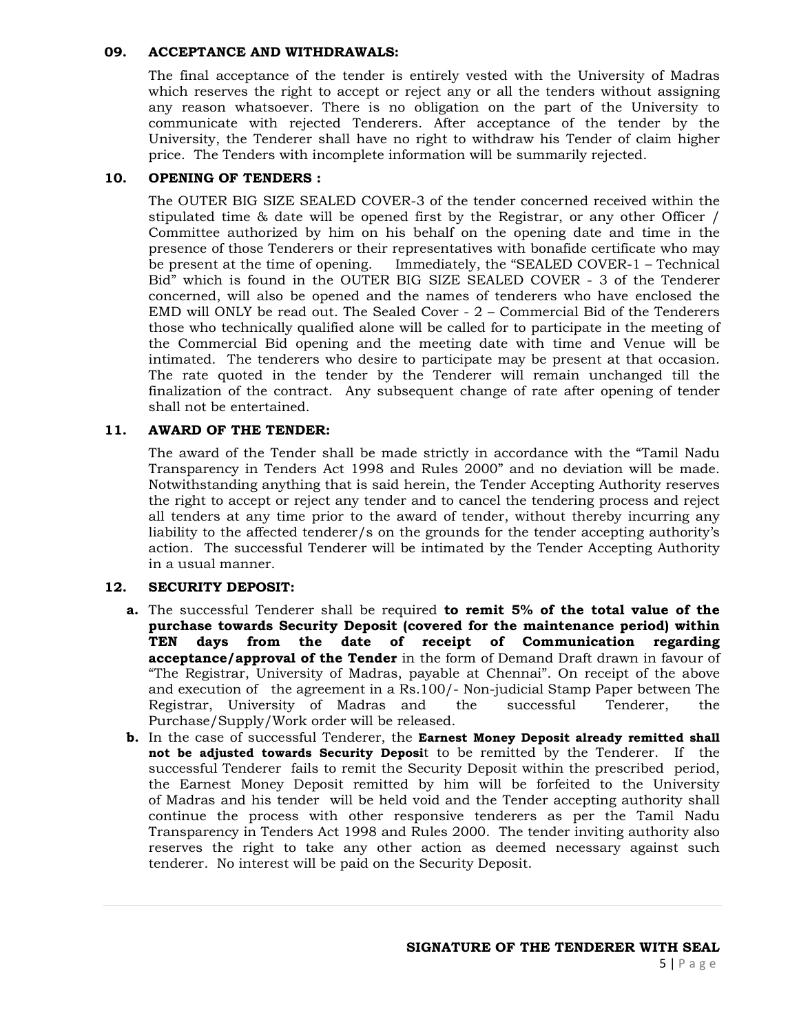**09. ACCEPTANCE AND WITHDRAWALS:**

The final acceptance of the tender is entirely vested with the University of Madras which reserves the right to accept or reject any or all the tenders without assigning any reason whatsoever. There is no obligation on the part of the University to communicate with rejected Tenderers. After acceptance of the tender by the University, the Tenderer shall have no right to withdraw his Tender of claim higher price. The Tenders with incomplete information will be summarily rejected.

**10. OPENING OF TENDERS :**

The OUTER BIG SIZE SEALED COVER-3 of the tender concerned received within the stipulated time & date will be opened first by the Registrar, or any other Officer / Committee authorized by him on his behalf on the opening date and time in the presence of those Tenderers or their representatives with bonafide certificate who may be present at the time of opening. Immediately, the "SEALED COVER-1 – Technical Bid" which is found in the OUTER BIG SIZE SEALED COVER - 3 of the Tenderer concerned, will also be opened and the names of tenderers who have enclosed the EMD will ONLY be read out. The Sealed Cover - 2 – Commercial Bid of the Tenderers those who technically qualified alone will be called for to participate in the meeting of the Commercial Bid opening and the meeting date with time and Venue will be intimated. The tenderers who desire to participate may be present at that occasion. The rate quoted in the tender by the Tenderer will remain unchanged till the finalization of the contract. Any subsequent change of rate after opening of tender shall not be entertained.

**11. AWARD OF THE TENDER:**

The award of the Tender shall be made strictly in accordance with the "Tamil Nadu Transparency in Tenders Act 1998 and Rules 2000" and no deviation will be made. Notwithstanding anything that is said herein, the Tender Accepting Authority reserves the right to accept or reject any tender and to cancel the tendering process and reject all tenders at any time prior to the award of tender, without thereby incurring any liability to the affected tenderer/s on the grounds for the tender accepting authority's action. The successful Tenderer will be intimated by the Tender Accepting Authority in a usual manner.

**12. SECURITY DEPOSIT:**

**a.** The successful Tenderer shall be required **to remit 5% of the total value of the purchase towards Security Deposit (covered for the maintenance period) within TEN days from the date of receipt of Communication regarding acceptance/approval of the Tender** in the form of Demand Draft drawn in favour of "The Registrar, University of Madras, payable at Chennai". On receipt of the above and execution of the agreement in a Rs.100/- Non-judicial Stamp Paper between The Registrar, University of Madras and the successful Tenderer, the Purchase/Supply/Work order will be released.

**b.** In the case of successful Tenderer, the **Earnest Money Deposit already remitted shall not be adjusted towards Security Deposi**t to be remitted by the Tenderer. If the successful Tenderer fails to remit the Security Deposit within the prescribed period, the Earnest Money Deposit remitted by him will be forfeited to the University of Madras and his tender will be held void and the Tender accepting authority shall continue the process with other responsive tenderers as per the Tamil Nadu Transparency in Tenders Act 1998 and Rules 2000. The tender inviting authority also reserves the right to take any other action as deemed necessary against such tenderer. No interest will be paid on the Security Deposit.

**SIGNATURE OF THE TENDERER WITH SEAL**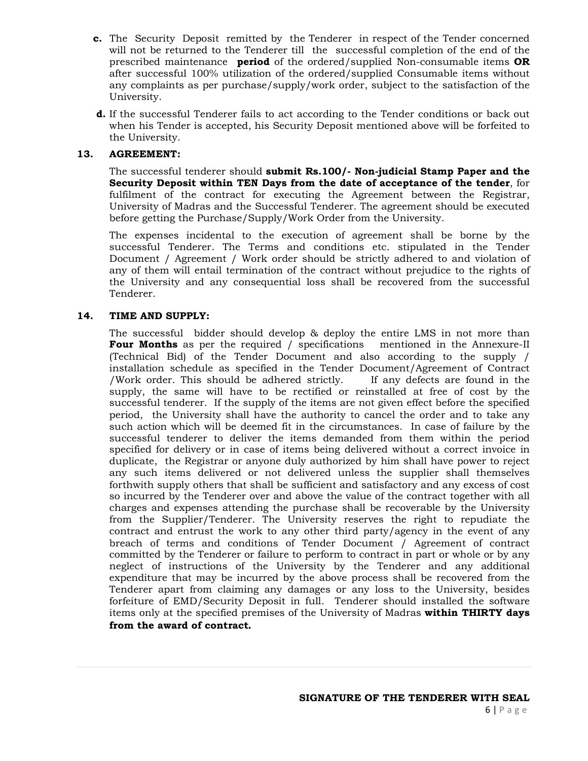c. The Security Deposit remitted by the Tenderer in respect of the Tender concerned will not be returned to the Tenderer till the successful completion of the end of the prescribed maintenance **period** of the ordered/supplied Non-consumable items **OR** after successful 100% utilization of the ordered/supplied Consumable items without any complaints as per purchase/supply/work order, subject to the satisfaction of the University.

d. If the successful Tenderer fails to act according to the Tender conditions or back out when his Tender is accepted, his Security Deposit mentioned above will be forfeited to the University.

**13. AGREEMENT:**

The successful tenderer should **submit Rs.100/- Non-judicial Stamp Paper and the Security Deposit within TEN Days from the date of acceptance of the tender**, for fulfilment of the contract for executing the Agreement between the Registrar, University of Madras and the Successful Tenderer. The agreement should be executed before getting the Purchase/Supply/Work Order from the University.

The expenses incidental to the execution of agreement shall be borne by the successful Tenderer. The Terms and conditions etc. stipulated in the Tender Document / Agreement / Work order should be strictly adhered to and violation of any of them will entail termination of the contract without prejudice to the rights of the University and any consequential loss shall be recovered from the successful Tenderer.

**14. TIME AND SUPPLY:**

The successful bidder should develop & deploy the entire LMS in not more than **Four Months** as per the required / specifications mentioned in the Annexure-II (Technical Bid) of the Tender Document and also according to the supply / installation schedule as specified in the Tender Document/Agreement of Contract /Work order. This should be adhered strictly. If any defects are found in the supply, the same will have to be rectified or reinstalled at free of cost by the successful tenderer. If the supply of the items are not given effect before the specified period, the University shall have the authority to cancel the order and to take any such action which will be deemed fit in the circumstances. In case of failure by the successful tenderer to deliver the items demanded from them within the period specified for delivery or in case of items being delivered without a correct invoice in duplicate, the Registrar or anyone duly authorized by him shall have power to reject any such items delivered or not delivered unless the supplier shall themselves forthwith supply others that shall be sufficient and satisfactory and any excess of cost so incurred by the Tenderer over and above the value of the contract together with all charges and expenses attending the purchase shall be recoverable by the University from the Supplier/Tenderer. The University reserves the right to repudiate the contract and entrust the work to any other third party/agency in the event of any breach of terms and conditions of Tender Document / Agreement of contract committed by the Tenderer or failure to perform to contract in part or whole or by any neglect of instructions of the University by the Tenderer and any additional expenditure that may be incurred by the above process shall be recovered from the Tenderer apart from claiming any damages or any loss to the University, besides forfeiture of EMD/Security Deposit in full. Tenderer should installed the software items only at the specified premises of the University of Madras **within THIRTY days from the award of contract.**

**SIGNATURE OF THE TENDERER WITH SEAL**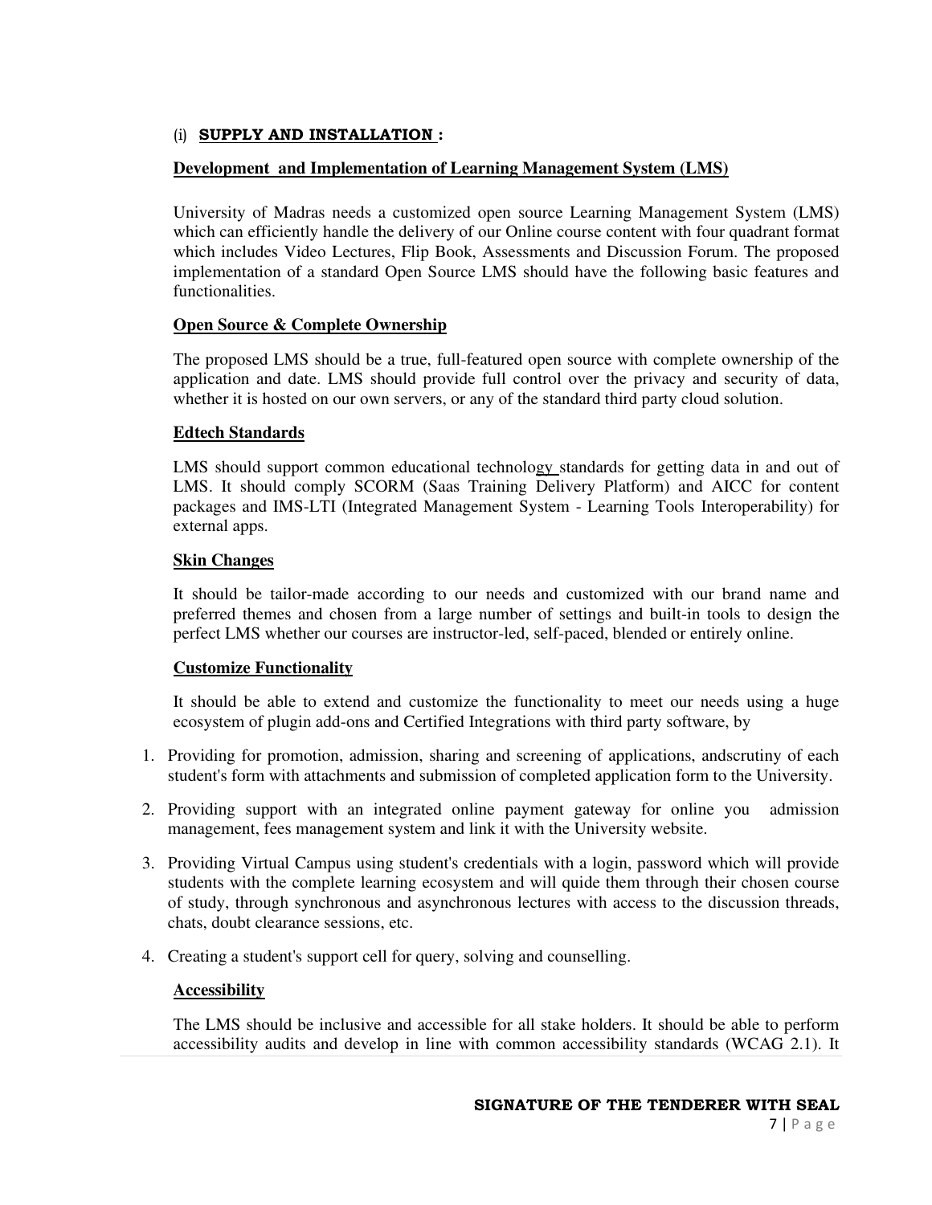(i) **SUPPLY AND INSTALLATION :**

**Development and Implementation of Learning Management System (LMS)**

University of Madras needs a customized open source Learning Management System (LMS) which can efficiently handle the delivery of our Online course content with four quadrant format which includes Video Lectures, Flip Book, Assessments and Discussion Forum. The proposed implementation of a standard Open Source LMS should have the following basic features and functionalities.

**Open Source & Complete Ownership**

The proposed LMS should be a true, full-featured open source with complete ownership of the application and date. LMS should provide full control over the privacy and security of data, whether it is hosted on our own servers, or any of the standard third party cloud solution.

**Edtech Standards**

LMS should support common educational technology standards for getting data in and out of LMS. It should comply SCORM (Saas Training Delivery Platform) and AICC for content packages and IMS-LTI (Integrated Management System - Learning Tools Interoperability) for external apps.

**Skin Changes**

It should be tailor-made according to our needs and customized with our brand name and preferred themes and chosen from a large number of settings and built-in tools to design the perfect LMS whether our courses are instructor-led, self-paced, blended or entirely online.

**Customize Functionality**

It should be able to extend and customize the functionality to meet our needs using a huge ecosystem of plugin add-ons and Certified Integrations with third party software, by

1. Providing for promotion, admission, sharing and screening of applications, andscrutiny of each student's form with attachments and submission of completed application form to the University.
2. Providing support with an integrated online payment gateway for online you admission management, fees management system and link it with the University website.
3. Providing Virtual Campus using student's credentials with a login, password which will provide students with the complete learning ecosystem and will quide them through their chosen course of study, through synchronous and asynchronous lectures with access to the discussion threads, chats, doubt clearance sessions, etc.
4. Creating a student's support cell for query, solving and counselling.

**Accessibility**

The LMS should be inclusive and accessible for all stake holders. It should be able to perform accessibility audits and develop in line with common accessibility standards (WCAG 2.1). It

**SIGNATURE OF THE TENDERER WITH SEAL**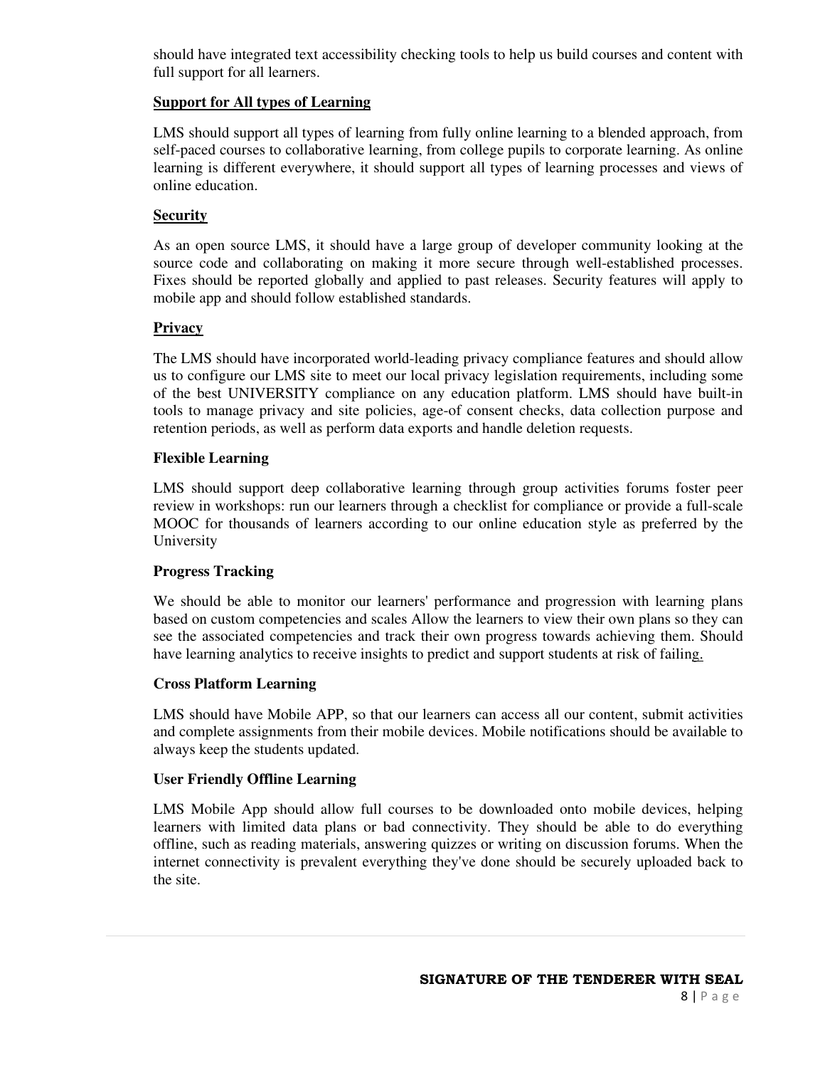should have integrated text accessibility checking tools to help us build courses and content with full support for all learners.

**Support for All types of Learning**

LMS should support all types of learning from fully online learning to a blended approach, from self-paced courses to collaborative learning, from college pupils to corporate learning. As online learning is different everywhere, it should support all types of learning processes and views of online education.

**Security**

As an open source LMS, it should have a large group of developer community looking at the source code and collaborating on making it more secure through well-established processes. Fixes should be reported globally and applied to past releases. Security features will apply to mobile app and should follow established standards.

**Privacy**

The LMS should have incorporated world-leading privacy compliance features and should allow us to configure our LMS site to meet our local privacy legislation requirements, including some of the best UNIVERSITY compliance on any education platform. LMS should have built-in tools to manage privacy and site policies, age-of consent checks, data collection purpose and retention periods, as well as perform data exports and handle deletion requests.

**Flexible Learning**

LMS should support deep collaborative learning through group activities forums foster peer review in workshops: run our learners through a checklist for compliance or provide a full-scale MOOC for thousands of learners according to our online education style as preferred by the University

**Progress Tracking**

We should be able to monitor our learners' performance and progression with learning plans based on custom competencies and scales Allow the learners to view their own plans so they can see the associated competencies and track their own progress towards achieving them. Should have learning analytics to receive insights to predict and support students at risk of failing.

**Cross Platform Learning**

LMS should have Mobile APP, so that our learners can access all our content, submit activities and complete assignments from their mobile devices. Mobile notifications should be available to always keep the students updated.

**User Friendly Offline Learning**

LMS Mobile App should allow full courses to be downloaded onto mobile devices, helping learners with limited data plans or bad connectivity. They should be able to do everything offline, such as reading materials, answering quizzes or writing on discussion forums. When the internet connectivity is prevalent everything they've done should be securely uploaded back to the site.

**SIGNATURE OF THE TENDERER WITH SEAL**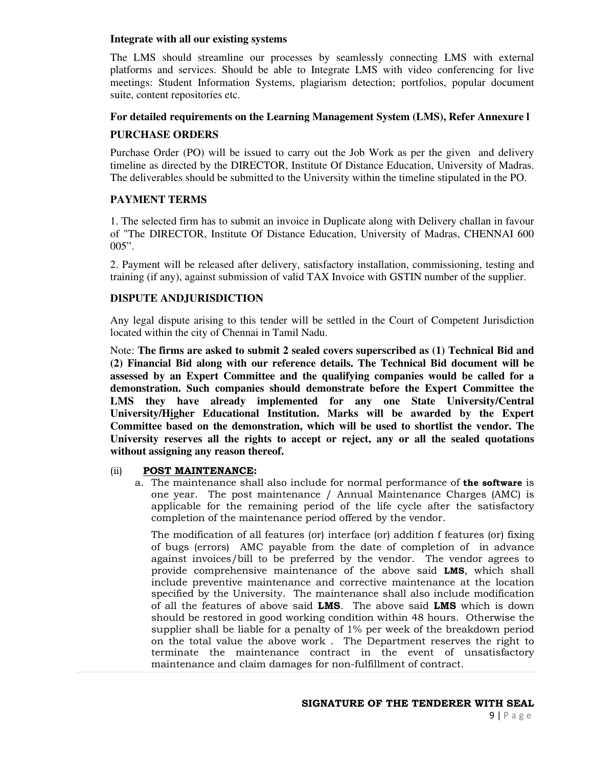**Integrate with all our existing systems**

The LMS should streamline our processes by seamlessly connecting LMS with external platforms and services. Should be able to Integrate LMS with video conferencing for live meetings: Student Information Systems, plagiarism detection; portfolios, popular document suite, content repositories etc.

**For detailed requirements on the Learning Management System (LMS), Refer Annexure l**

**PURCHASE ORDERS**

Purchase Order (PO) will be issued to carry out the Job Work as per the given and delivery timeline as directed by the DIRECTOR, Institute Of Distance Education, University of Madras. The deliverables should be submitted to the University within the timeline stipulated in the PO.

**PAYMENT TERMS**

1. The selected firm has to submit an invoice in Duplicate along with Delivery challan in favour of "The DIRECTOR, Institute Of Distance Education, University of Madras, CHENNAI 600 005".

2. Payment will be released after delivery, satisfactory installation, commissioning, testing and training (if any), against submission of valid TAX Invoice with GSTIN number of the supplier.

**DISPUTE ANDJURISDICTION**

Any legal dispute arising to this tender will be settled in the Court of Competent Jurisdiction located within the city of Chennai in Tamil Nadu.

Note: **The firms are asked to submit 2 sealed covers superscribed as (1) Technical Bid and (2) Financial Bid along with our reference details. The Technical Bid document will be assessed by an Expert Committee and the qualifying companies would be called for a demonstration. Such companies should demonstrate before the Expert Committee the LMS they have already implemented for any one State University/Central University/Higher Educational Institution. Marks will be awarded by the Expert Committee based on the demonstration, which will be used to shortlist the vendor. The University reserves all the rights to accept or reject, any or all the sealed quotations without assigning any reason thereof.**

(ii) **POST MAINTENANCE:**

a. The maintenance shall also include for normal performance of **the software** is one year. The post maintenance / Annual Maintenance Charges (AMC) is applicable for the remaining period of the life cycle after the satisfactory completion of the maintenance period offered by the vendor.

The modification of all features (or) interface (or) addition f features (or) fixing of bugs (errors) AMC payable from the date of completion of in advance against invoices/bill to be preferred by the vendor. The vendor agrees to provide comprehensive maintenance of the above said **LMS**, which shall include preventive maintenance and corrective maintenance at the location specified by the University. The maintenance shall also include modification of all the features of above said **LMS**. The above said **LMS** which is down should be restored in good working condition within 48 hours. Otherwise the supplier shall be liable for a penalty of 1% per week of the breakdown period on the total value the above work . The Department reserves the right to terminate the maintenance contract in the event of unsatisfactory maintenance and claim damages for non-fulfillment of contract.

**SIGNATURE OF THE TENDERER WITH SEAL**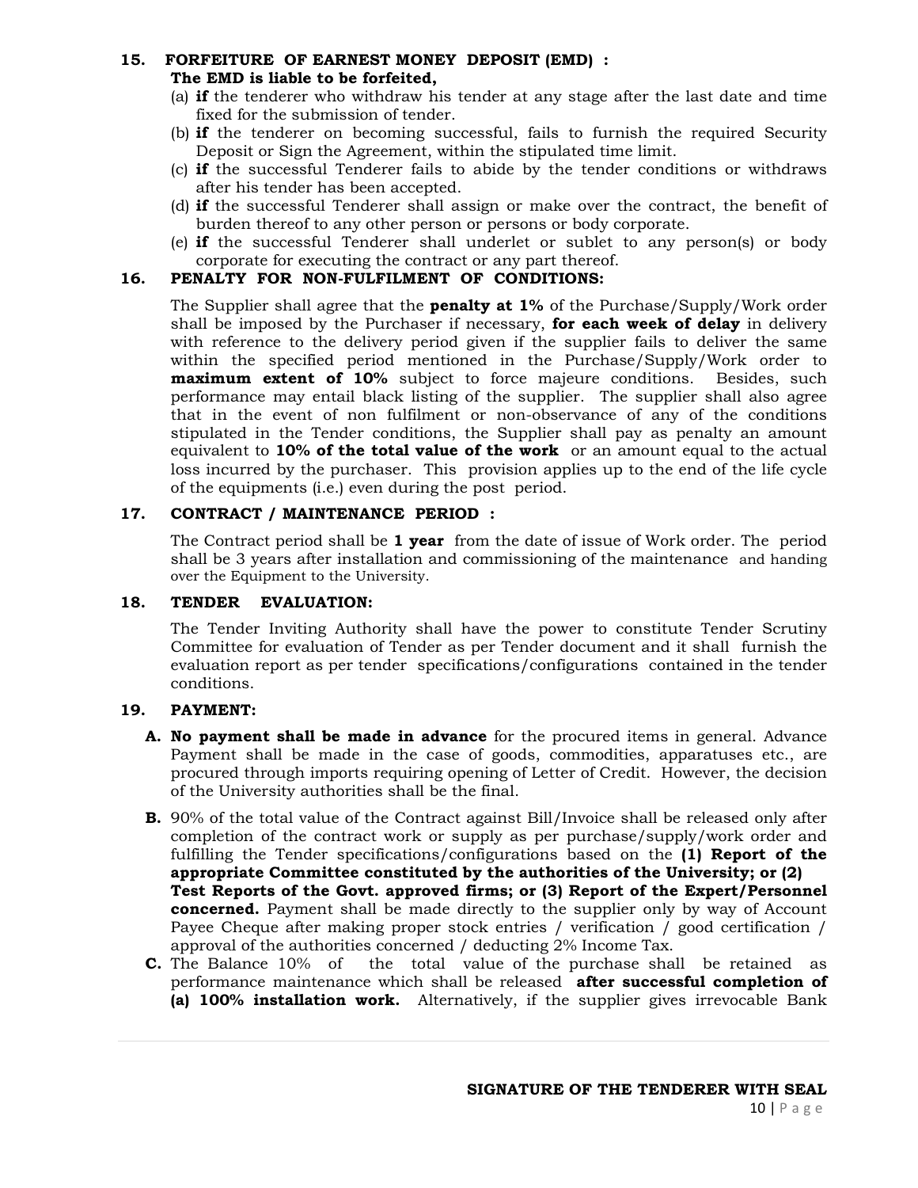## 15. FORFEITURE OF EARNEST MONEY DEPOSIT (EMD) :

**The EMD is liable to be forfeited,**

(a) **if** the tenderer who withdraw his tender at any stage after the last date and time fixed for the submission of tender.

(b) **if** the tenderer on becoming successful, fails to furnish the required Security Deposit or Sign the Agreement, within the stipulated time limit.

(c) **if** the successful Tenderer fails to abide by the tender conditions or withdraws after his tender has been accepted.

(d) **if** the successful Tenderer shall assign or make over the contract, the benefit of burden thereof to any other person or persons or body corporate.

(e) **if** the successful Tenderer shall underlet or sublet to any person(s) or body corporate for executing the contract or any part thereof.

## 16. PENALTY FOR NON-FULFILMENT OF CONDITIONS:

The Supplier shall agree that the **penalty at 1%** of the Purchase/Supply/Work order shall be imposed by the Purchaser if necessary, **for each week of delay** in delivery with reference to the delivery period given if the supplier fails to deliver the same within the specified period mentioned in the Purchase/Supply/Work order to **maximum extent of 10%** subject to force majeure conditions. Besides, such performance may entail black listing of the supplier. The supplier shall also agree that in the event of non fulfilment or non-observance of any of the conditions stipulated in the Tender conditions, the Supplier shall pay as penalty an amount equivalent to **10% of the total value of the work** or an amount equal to the actual loss incurred by the purchaser. This provision applies up to the end of the life cycle of the equipments (i.e.) even during the post period.

## 17. CONTRACT / MAINTENANCE PERIOD :

The Contract period shall be **1 year** from the date of issue of Work order. The period shall be 3 years after installation and commissioning of the maintenance and handing over the Equipment to the University.

## 18. TENDER EVALUATION:

The Tender Inviting Authority shall have the power to constitute Tender Scrutiny Committee for evaluation of Tender as per Tender document and it shall furnish the evaluation report as per tender specifications/configurations contained in the tender conditions.

## 19. PAYMENT:

**A. No payment shall be made in advance** for the procured items in general. Advance Payment shall be made in the case of goods, commodities, apparatuses etc., are procured through imports requiring opening of Letter of Credit. However, the decision of the University authorities shall be the final.

**B.** 90% of the total value of the Contract against Bill/Invoice shall be released only after completion of the contract work or supply as per purchase/supply/work order and fulfilling the Tender specifications/configurations based on the **(1) Report of the appropriate Committee constituted by the authorities of the University; or (2) Test Reports of the Govt. approved firms; or (3) Report of the Expert/Personnel concerned.** Payment shall be made directly to the supplier only by way of Account Payee Cheque after making proper stock entries / verification / good certification / approval of the authorities concerned / deducting 2% Income Tax.

**C.** The Balance 10% of the total value of the purchase shall be retained as performance maintenance which shall be released **after successful completion of (a) 100% installation work.** Alternatively, if the supplier gives irrevocable Bank

**SIGNATURE OF THE TENDERER WITH SEAL**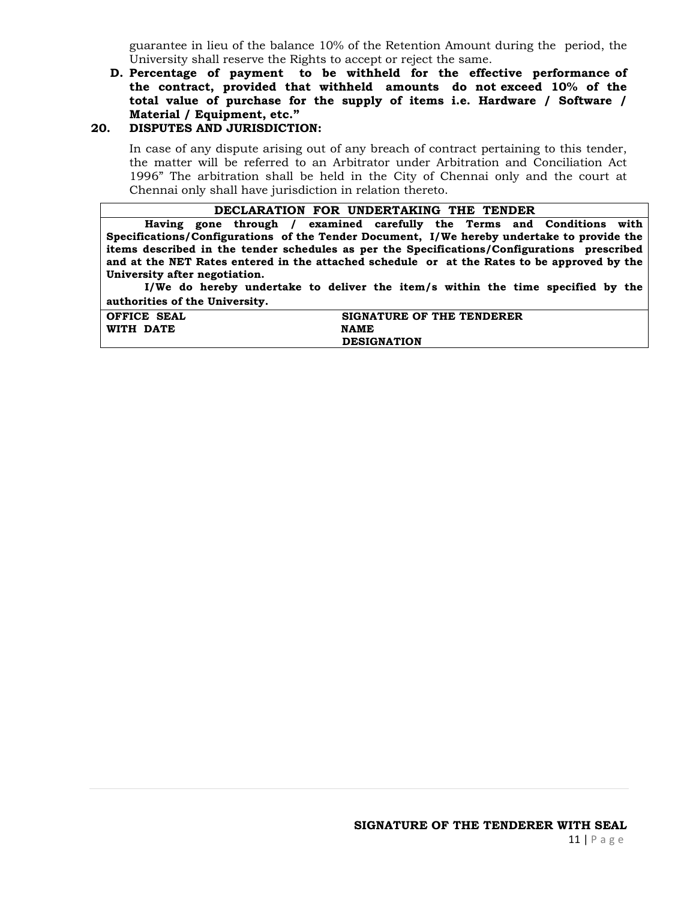guarantee in lieu of the balance 10% of the Retention Amount during the period, the University shall reserve the Rights to accept or reject the same.

**D. Percentage of payment to be withheld for the effective performance of the contract, provided that withheld amounts do not exceed 10% of the total value of purchase for the supply of items i.e. Hardware / Software / Material / Equipment, etc."**

**20. DISPUTES AND JURISDICTION:**

In case of any dispute arising out of any breach of contract pertaining to this tender, the matter will be referred to an Arbitrator under Arbitration and Conciliation Act 1996" The arbitration shall be held in the City of Chennai only and the court at Chennai only shall have jurisdiction in relation thereto.

| **DECLARATION FOR UNDERTAKING THE TENDER** | |
|---|---|
| **Having gone through / examined carefully the Terms and Conditions with Specifications/Configurations of the Tender Document, I/We hereby undertake to provide the items described in the tender schedules as per the Specifications/Configurations prescribed and at the NET Rates entered in the attached schedule or at the Rates to be approved by the University after negotiation.**<br>**I/We do hereby undertake to deliver the item/s within the time specified by the authorities of the University.** | |
| **OFFICE SEAL WITH DATE** | **SIGNATURE OF THE TENDERER**<br>**NAME**<br>**DESIGNATION** |

**SIGNATURE OF THE TENDERER WITH SEAL**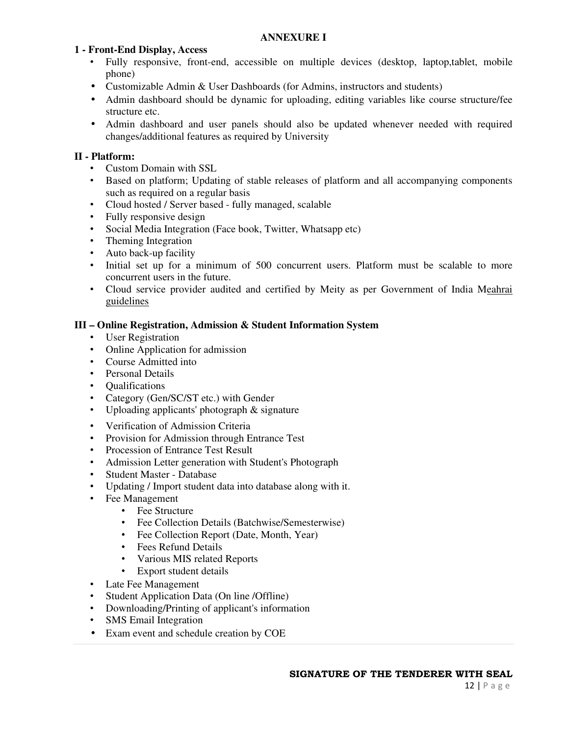## ANNEXURE I

### 1 - Front-End Display, Access

- Fully responsive, front-end, accessible on multiple devices (desktop, laptop,tablet, mobile phone)
- Customizable Admin & User Dashboards (for Admins, instructors and students)
- Admin dashboard should be dynamic for uploading, editing variables like course structure/fee structure etc.
- Admin dashboard and user panels should also be updated whenever needed with required changes/additional features as required by University

### II - Platform:

- Custom Domain with SSL
- Based on platform; Updating of stable releases of platform and all accompanying components such as required on a regular basis
- Cloud hosted / Server based - fully managed, scalable
- Fully responsive design
- Social Media Integration (Face book, Twitter, Whatsapp etc)
- Theming Integration
- Auto back-up facility
- Initial set up for a minimum of 500 concurrent users. Platform must be scalable to more concurrent users in the future.
- Cloud service provider audited and certified by Meity as per Government of India Meahrai guidelines

### III – Online Registration, Admission & Student Information System

- User Registration
- Online Application for admission
- Course Admitted into
- Personal Details
- Qualifications
- Category (Gen/SC/ST etc.) with Gender
- Uploading applicants' photograph & signature
- Verification of Admission Criteria
- Provision for Admission through Entrance Test
- Procession of Entrance Test Result
- Admission Letter generation with Student's Photograph
- Student Master - Database
- Updating / Import student data into database along with it.
- Fee Management
  - Fee Structure
  - Fee Collection Details (Batchwise/Semesterwise)
  - Fee Collection Report (Date, Month, Year)
  - Fees Refund Details
  - Various MIS related Reports
  - Export student details
- Late Fee Management
- Student Application Data (On line /Offline)
- Downloading/Printing of applicant's information
- SMS Email Integration
- Exam event and schedule creation by COE

**SIGNATURE OF THE TENDERER WITH SEAL**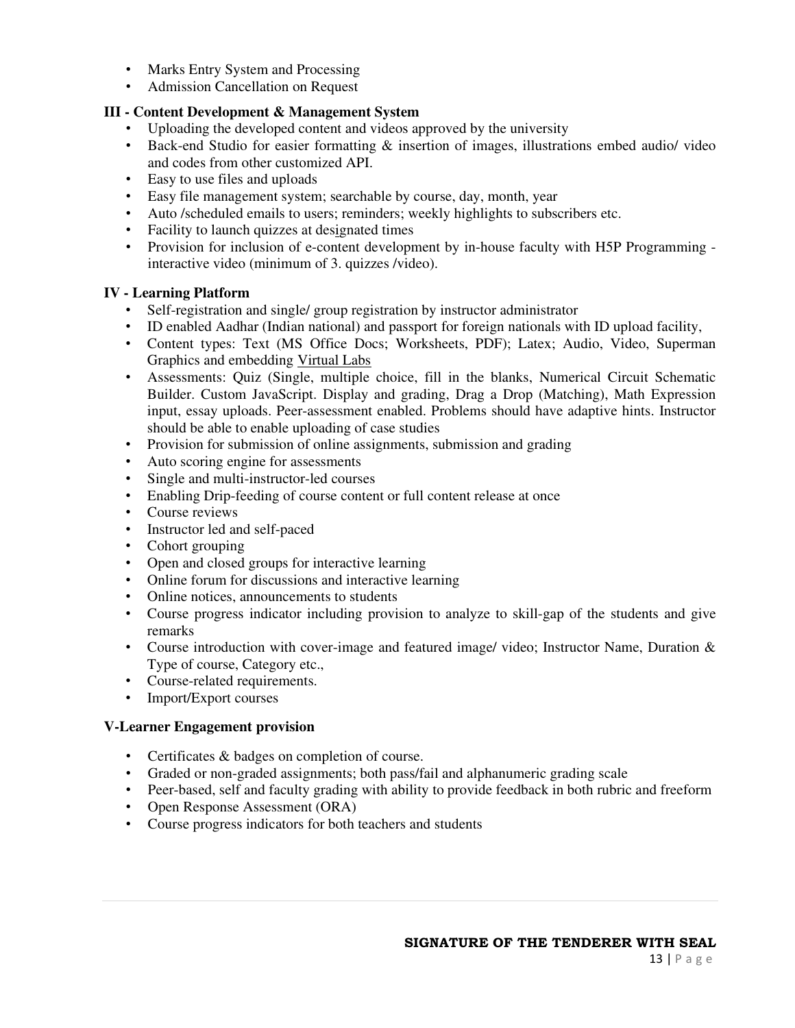- Marks Entry System and Processing
- Admission Cancellation on Request

**III - Content Development & Management System**

- Uploading the developed content and videos approved by the university
- Back-end Studio for easier formatting & insertion of images, illustrations embed audio/ video and codes from other customized API.
- Easy to use files and uploads
- Easy file management system; searchable by course, day, month, year
- Auto /scheduled emails to users; reminders; weekly highlights to subscribers etc.
- Facility to launch quizzes at designated times
- Provision for inclusion of e-content development by in-house faculty with H5P Programming - interactive video (minimum of 3. quizzes /video).

**IV - Learning Platform**

- Self-registration and single/ group registration by instructor administrator
- ID enabled Aadhar (Indian national) and passport for foreign nationals with ID upload facility,
- Content types: Text (MS Office Docs; Worksheets, PDF); Latex; Audio, Video, Superman Graphics and embedding Virtual Labs
- Assessments: Quiz (Single, multiple choice, fill in the blanks, Numerical Circuit Schematic Builder. Custom JavaScript. Display and grading, Drag a Drop (Matching), Math Expression input, essay uploads. Peer-assessment enabled. Problems should have adaptive hints. Instructor should be able to enable uploading of case studies
- Provision for submission of online assignments, submission and grading
- Auto scoring engine for assessments
- Single and multi-instructor-led courses
- Enabling Drip-feeding of course content or full content release at once
- Course reviews
- Instructor led and self-paced
- Cohort grouping
- Open and closed groups for interactive learning
- Online forum for discussions and interactive learning
- Online notices, announcements to students
- Course progress indicator including provision to analyze to skill-gap of the students and give remarks
- Course introduction with cover-image and featured image/ video; Instructor Name, Duration & Type of course, Category etc.,
- Course-related requirements.
- Import/Export courses

**V-Learner Engagement provision**

- Certificates & badges on completion of course.
- Graded or non-graded assignments; both pass/fail and alphanumeric grading scale
- Peer-based, self and faculty grading with ability to provide feedback in both rubric and freeform
- Open Response Assessment (ORA)
- Course progress indicators for both teachers and students

**SIGNATURE OF THE TENDERER WITH SEAL**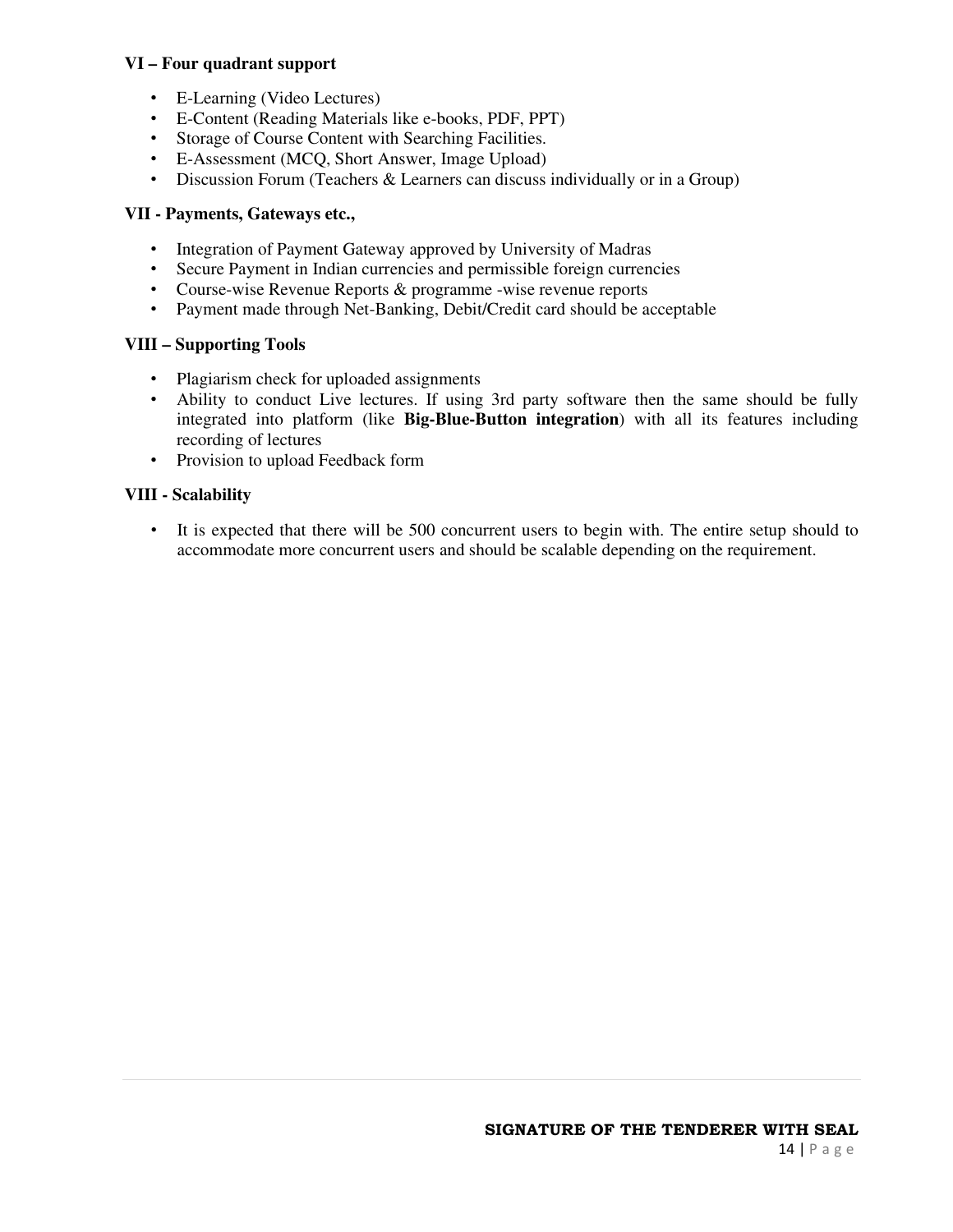**VI – Four quadrant support**

- E-Learning (Video Lectures)
- E-Content (Reading Materials like e-books, PDF, PPT)
- Storage of Course Content with Searching Facilities.
- E-Assessment (MCQ, Short Answer, Image Upload)
- Discussion Forum (Teachers & Learners can discuss individually or in a Group)

**VII - Payments, Gateways etc.,**

- Integration of Payment Gateway approved by University of Madras
- Secure Payment in Indian currencies and permissible foreign currencies
- Course-wise Revenue Reports & programme -wise revenue reports
- Payment made through Net-Banking, Debit/Credit card should be acceptable

**VIII – Supporting Tools**

- Plagiarism check for uploaded assignments
- Ability to conduct Live lectures. If using 3rd party software then the same should be fully integrated into platform (like **Big-Blue-Button integration**) with all its features including recording of lectures
- Provision to upload Feedback form

**VIII - Scalability**

- It is expected that there will be 500 concurrent users to begin with. The entire setup should to accommodate more concurrent users and should be scalable depending on the requirement.

**SIGNATURE OF THE TENDERER WITH SEAL**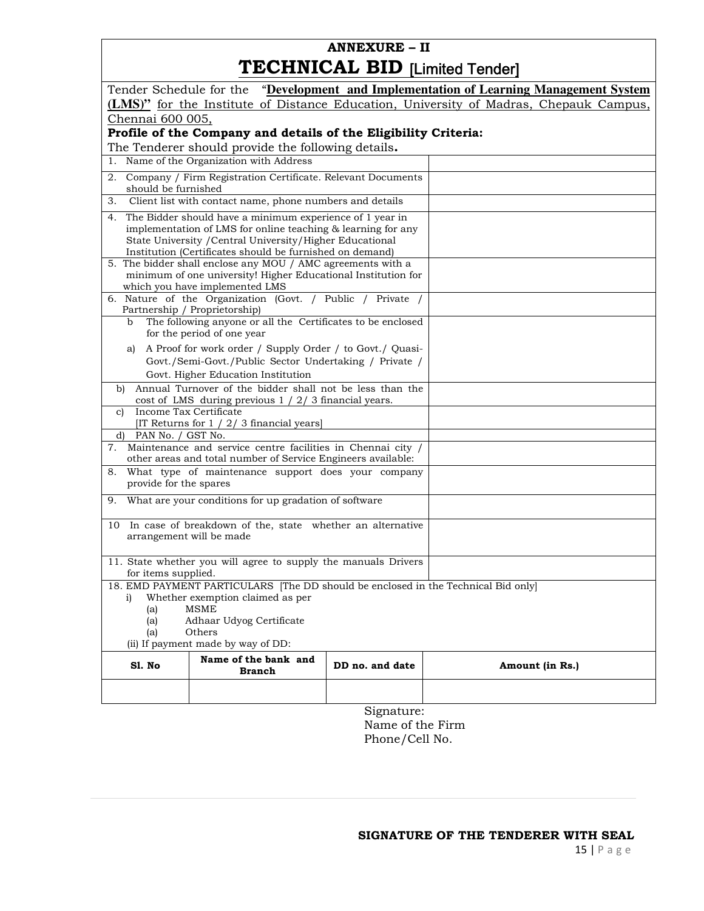## ANNEXURE – II

# TECHNICAL BID [Limited Tender]

Tender Schedule for the "**Development and Implementation of Learning Management System (LMS)"** for the Institute of Distance Education, University of Madras, Chepauk Campus, Chennai 600 005,

**Profile of the Company and details of the Eligibility Criteria:**

The Tenderer should provide the following details**.**

| | |
|---|---|
| 1. Name of the Organization with Address | |
| 2. Company / Firm Registration Certificate. Relevant Documents should be furnished | |
| 3. Client list with contact name, phone numbers and details | |
| 4. The Bidder should have a minimum experience of 1 year in implementation of LMS for online teaching & learning for any State University /Central University/Higher Educational Institution (Certificates should be furnished on demand) | |
| 5. The bidder shall enclose any MOU / AMC agreements with a minimum of one university! Higher Educational Institution for which you have implemented LMS | |
| 6. Nature of the Organization (Govt. / Public / Private / Partnership / Proprietorship) | |
| b The following anyone or all the Certificates to be enclosed for the period of one year<br>a) A Proof for work order / Supply Order / to Govt./ Quasi-Govt./Semi-Govt./Public Sector Undertaking / Private / Govt. Higher Education Institution | |
| b) Annual Turnover of the bidder shall not be less than the cost of LMS during previous 1 / 2/ 3 financial years. | |
| c) Income Tax Certificate [IT Returns for 1 / 2/ 3 financial years] | |
| d) PAN No. / GST No. | |
| 7. Maintenance and service centre facilities in Chennai city / other areas and total number of Service Engineers available: | |
| 8. What type of maintenance support does your company provide for the spares | |
| 9. What are your conditions for up gradation of software | |
| 10 In case of breakdown of the, state whether an alternative arrangement will be made | |
| 11. State whether you will agree to supply the manuals Drivers for items supplied. | |

18. EMD PAYMENT PARTICULARS [The DD should be enclosed in the Technical Bid only]

i) Whether exemption claimed as per
   - (a) MSME
   - (a) Adhaar Udyog Certificate
   - (a) Others

(ii) If payment made by way of DD:

| Sl. No | Name of the bank and Branch | DD no. and date | Amount (in Rs.) |
|---|---|---|---|
| | | | |

Signature:
Name of the Firm
Phone/Cell No.

**SIGNATURE OF THE TENDERER WITH SEAL**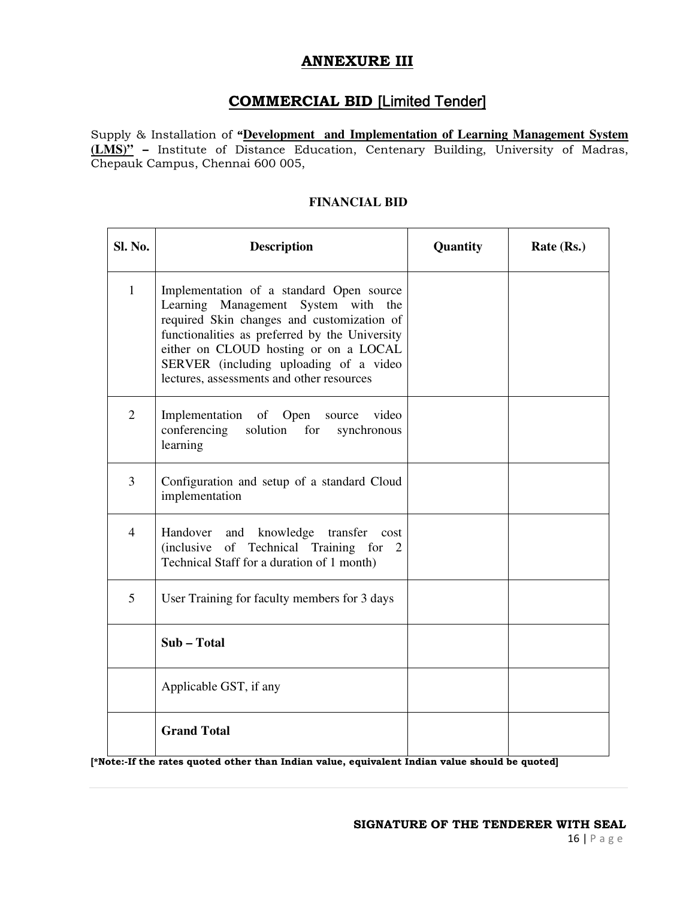# ANNEXURE III

## COMMERCIAL BID [Limited Tender]

Supply & Installation of **"Development and Implementation of Learning Management System (LMS)" –** Institute of Distance Education, Centenary Building, University of Madras, Chepauk Campus, Chennai 600 005,

### FINANCIAL BID

| Sl. No. | Description | Quantity | Rate (Rs.) |
|---|---|---|---|
| 1 | Implementation of a standard Open source Learning Management System with the required Skin changes and customization of functionalities as preferred by the University either on CLOUD hosting or on a LOCAL SERVER (including uploading of a video lectures, assessments and other resources | | |
| 2 | Implementation of Open source video conferencing solution for synchronous learning | | |
| 3 | Configuration and setup of a standard Cloud implementation | | |
| 4 | Handover and knowledge transfer cost (inclusive of Technical Training for 2 Technical Staff for a duration of 1 month) | | |
| 5 | User Training for faculty members for 3 days | | |
| | **Sub – Total** | | |
| | Applicable GST, if any | | |
| | **Grand Total** | | |

**[*Note:-If the rates quoted other than Indian value, equivalent Indian value should be quoted]**

**SIGNATURE OF THE TENDERER WITH SEAL**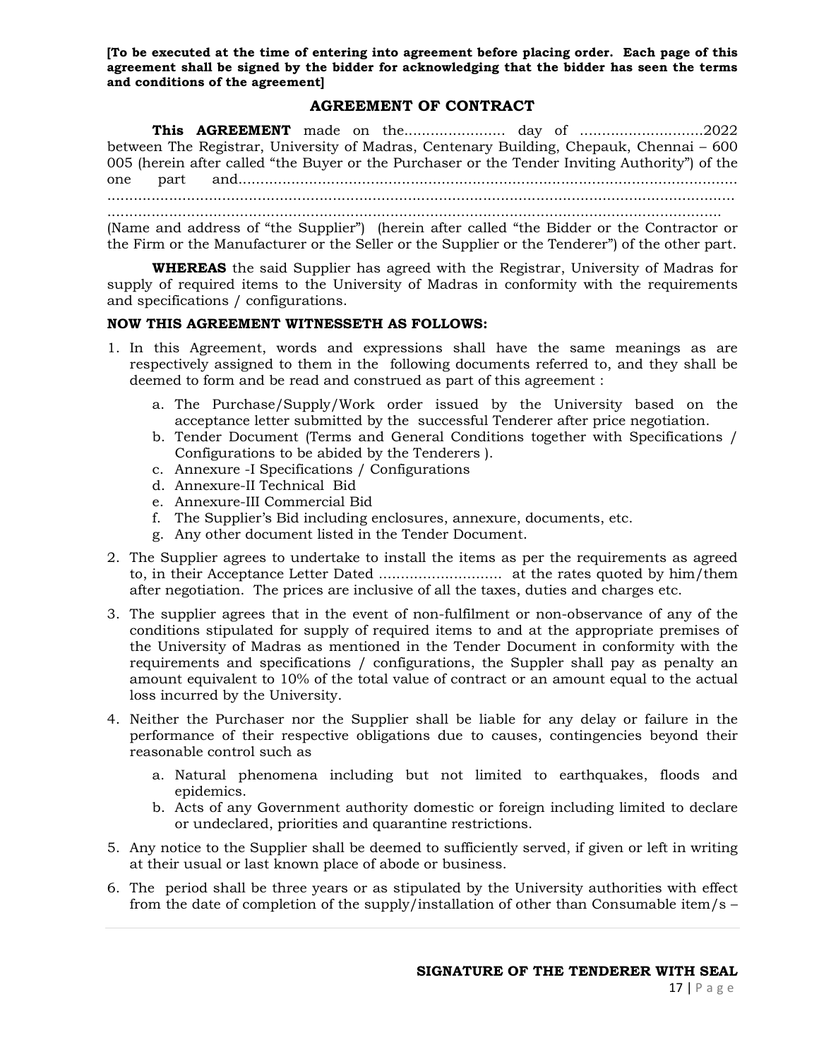**[To be executed at the time of entering into agreement before placing order. Each page of this agreement shall be signed by the bidder for acknowledging that the bidder has seen the terms and conditions of the agreement]**

## AGREEMENT OF CONTRACT

**This AGREEMENT** made on the....................... day of ............................2022 between The Registrar, University of Madras, Centenary Building, Chepauk, Chennai – 600 005 (herein after called "the Buyer or the Purchaser or the Tender Inviting Authority") of the one part and.....................................................................................................................
.....................................................................................................................................
.....................................................................................................................................
(Name and address of "the Supplier") (herein after called "the Bidder or the Contractor or the Firm or the Manufacturer or the Seller or the Supplier or the Tenderer") of the other part.

**WHEREAS** the said Supplier has agreed with the Registrar, University of Madras for supply of required items to the University of Madras in conformity with the requirements and specifications / configurations.

**NOW THIS AGREEMENT WITNESSETH AS FOLLOWS:**

1. In this Agreement, words and expressions shall have the same meanings as are respectively assigned to them in the following documents referred to, and they shall be deemed to form and be read and construed as part of this agreement :
   a. The Purchase/Supply/Work order issued by the University based on the acceptance letter submitted by the successful Tenderer after price negotiation.
   b. Tender Document (Terms and General Conditions together with Specifications / Configurations to be abided by the Tenderers ).
   c. Annexure -I Specifications / Configurations
   d. Annexure-II Technical Bid
   e. Annexure-III Commercial Bid
   f. The Supplier's Bid including enclosures, annexure, documents, etc.
   g. Any other document listed in the Tender Document.
2. The Supplier agrees to undertake to install the items as per the requirements as agreed to, in their Acceptance Letter Dated ............................ at the rates quoted by him/them after negotiation. The prices are inclusive of all the taxes, duties and charges etc.
3. The supplier agrees that in the event of non-fulfilment or non-observance of any of the conditions stipulated for supply of required items to and at the appropriate premises of the University of Madras as mentioned in the Tender Document in conformity with the requirements and specifications / configurations, the Suppler shall pay as penalty an amount equivalent to 10% of the total value of contract or an amount equal to the actual loss incurred by the University.
4. Neither the Purchaser nor the Supplier shall be liable for any delay or failure in the performance of their respective obligations due to causes, contingencies beyond their reasonable control such as
   a. Natural phenomena including but not limited to earthquakes, floods and epidemics.
   b. Acts of any Government authority domestic or foreign including limited to declare or undeclared, priorities and quarantine restrictions.
5. Any notice to the Supplier shall be deemed to sufficiently served, if given or left in writing at their usual or last known place of abode or business.
6. The period shall be three years or as stipulated by the University authorities with effect from the date of completion of the supply/installation of other than Consumable item/s –

**SIGNATURE OF THE TENDERER WITH SEAL**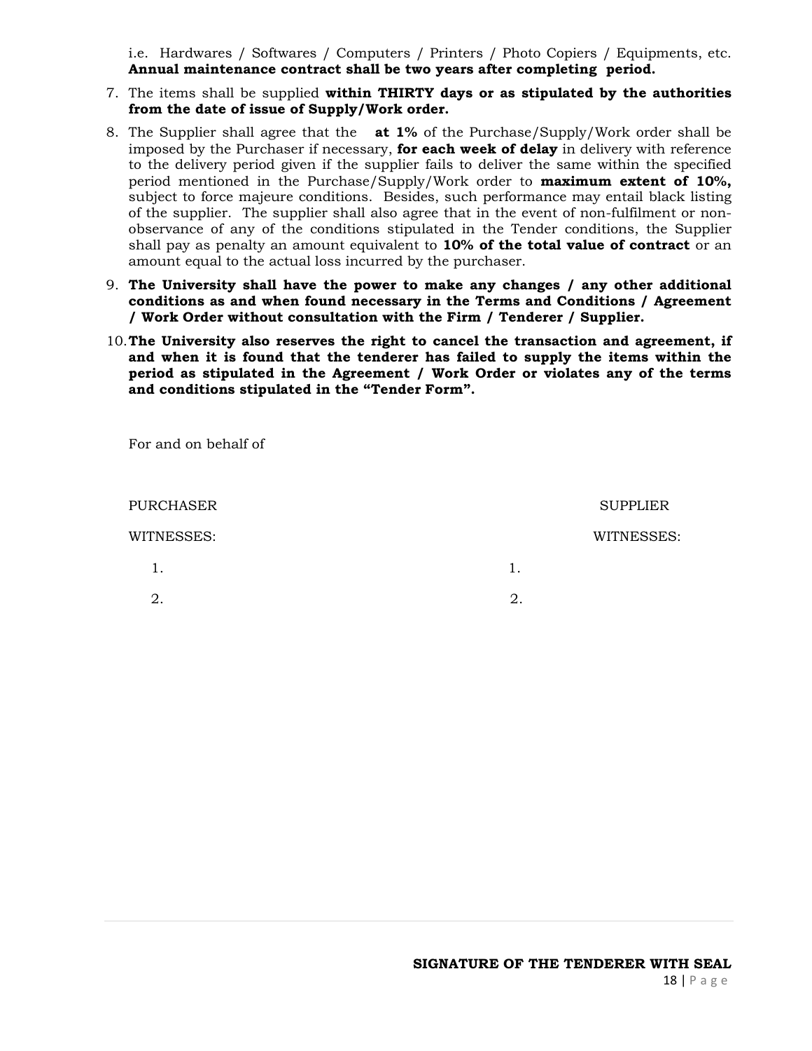i.e. Hardwares / Softwares / Computers / Printers / Photo Copiers / Equipments, etc. **Annual maintenance contract shall be two years after completing period.**

7. The items shall be supplied **within THIRTY days or as stipulated by the authorities from the date of issue of Supply/Work order.**
8. The Supplier shall agree that the **at 1%** of the Purchase/Supply/Work order shall be imposed by the Purchaser if necessary, **for each week of delay** in delivery with reference to the delivery period given if the supplier fails to deliver the same within the specified period mentioned in the Purchase/Supply/Work order to **maximum extent of 10%,** subject to force majeure conditions. Besides, such performance may entail black listing of the supplier. The supplier shall also agree that in the event of non-fulfilment or non-observance of any of the conditions stipulated in the Tender conditions, the Supplier shall pay as penalty an amount equivalent to **10% of the total value of contract** or an amount equal to the actual loss incurred by the purchaser.
9. **The University shall have the power to make any changes / any other additional conditions as and when found necessary in the Terms and Conditions / Agreement / Work Order without consultation with the Firm / Tenderer / Supplier.**
10. **The University also reserves the right to cancel the transaction and agreement, if and when it is found that the tenderer has failed to supply the items within the period as stipulated in the Agreement / Work Order or violates any of the terms and conditions stipulated in the "Tender Form".**

For and on behalf of

PURCHASER

WITNESSES:

1.

2.

SUPPLIER

WITNESSES:

1.

2.

**SIGNATURE OF THE TENDERER WITH SEAL**